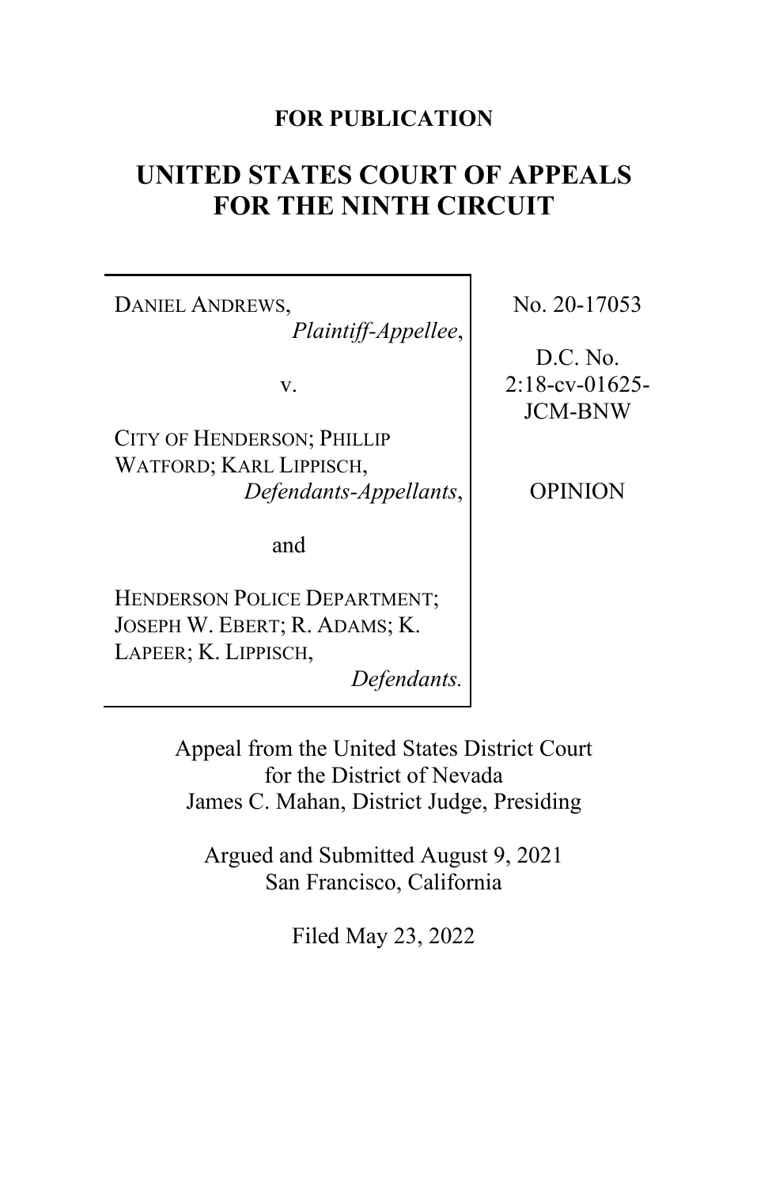**FOR PUBLICATION**

# UNITED STATES COURT OF APPEALS FOR THE NINTH CIRCUIT

| | |
|---|---|
| DANIEL ANDREWS, *Plaintiff-Appellee*,<br><br>v.<br><br>CITY OF HENDERSON; PHILLIP WATFORD; KARL LIPPISCH, *Defendants-Appellants*,<br><br>and<br><br>HENDERSON POLICE DEPARTMENT; JOSEPH W. EBERT; R. ADAMS; K. LAPEER; K. LIPPISCH, *Defendants.* | No. 20-17053<br><br>D.C. No. 2:18-cv-01625-JCM-BNW<br><br>OPINION |

Appeal from the United States District Court for the District of Nevada
James C. Mahan, District Judge, Presiding

Argued and Submitted August 9, 2021
San Francisco, California

Filed May 23, 2022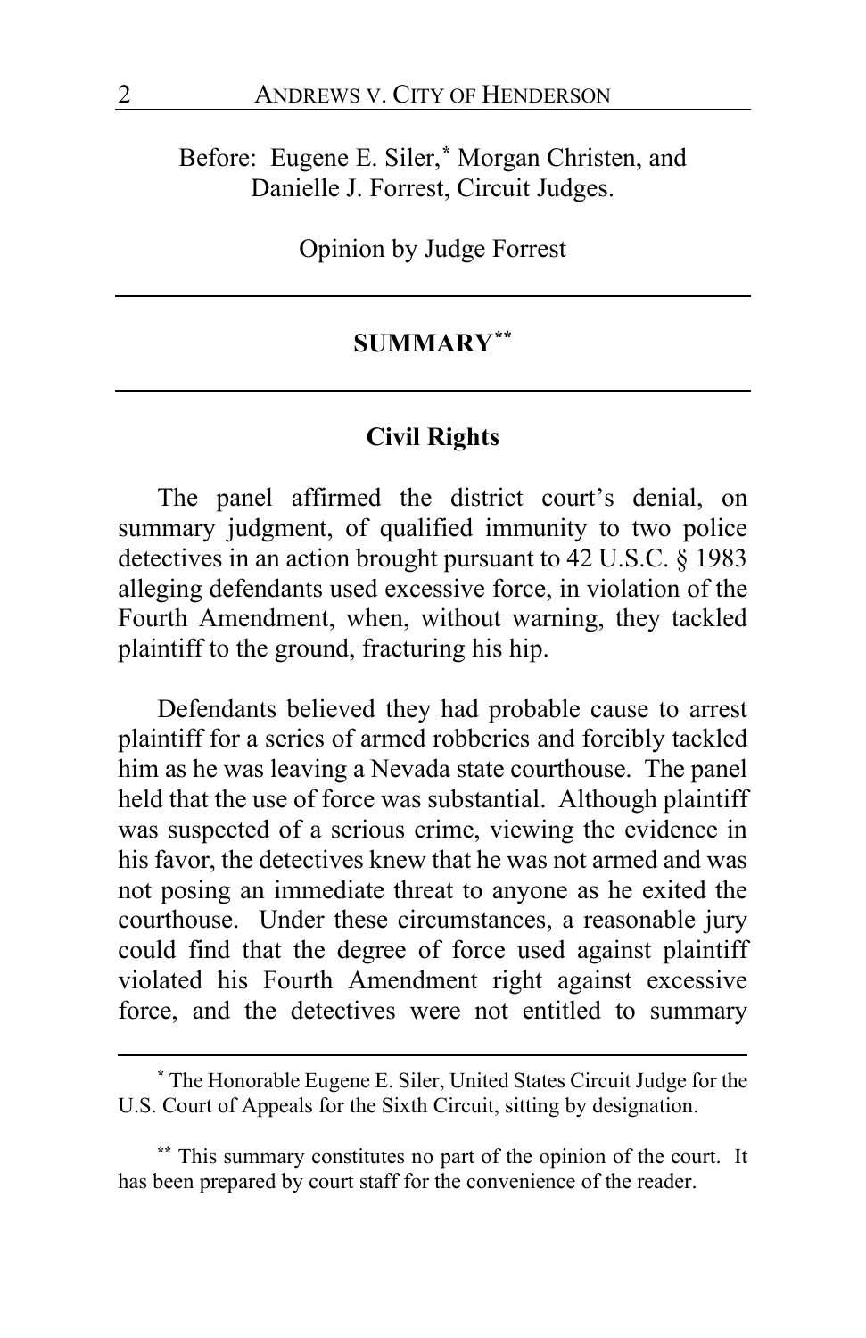Before: Eugene E. Siler,[*] Morgan Christen, and Danielle J. Forrest, Circuit Judges.

Opinion by Judge Forrest

---

## SUMMARY[**]

---

### Civil Rights

The panel affirmed the district court's denial, on summary judgment, of qualified immunity to two police detectives in an action brought pursuant to 42 U.S.C. § 1983 alleging defendants used excessive force, in violation of the Fourth Amendment, when, without warning, they tackled plaintiff to the ground, fracturing his hip.

Defendants believed they had probable cause to arrest plaintiff for a series of armed robberies and forcibly tackled him as he was leaving a Nevada state courthouse. The panel held that the use of force was substantial. Although plaintiff was suspected of a serious crime, viewing the evidence in his favor, the detectives knew that he was not armed and was not posing an immediate threat to anyone as he exited the courthouse. Under these circumstances, a reasonable jury could find that the degree of force used against plaintiff violated his Fourth Amendment right against excessive force, and the detectives were not entitled to summary

---

[*] The Honorable Eugene E. Siler, United States Circuit Judge for the U.S. Court of Appeals for the Sixth Circuit, sitting by designation.

[**] This summary constitutes no part of the opinion of the court. It has been prepared by court staff for the convenience of the reader.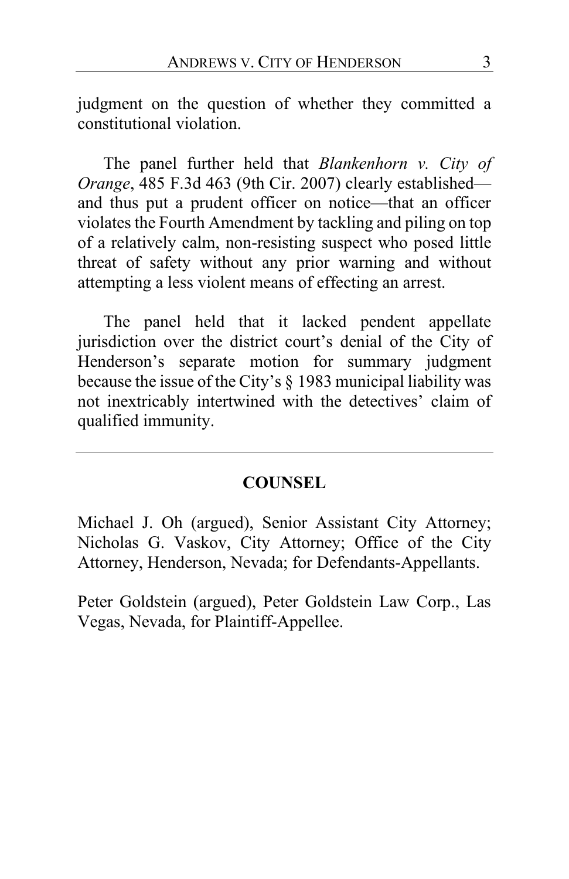judgment on the question of whether they committed a constitutional violation.

The panel further held that *Blankenhorn v. City of Orange*, 485 F.3d 463 (9th Cir. 2007) clearly established—and thus put a prudent officer on notice—that an officer violates the Fourth Amendment by tackling and piling on top of a relatively calm, non-resisting suspect who posed little threat of safety without any prior warning and without attempting a less violent means of effecting an arrest.

The panel held that it lacked pendent appellate jurisdiction over the district court's denial of the City of Henderson's separate motion for summary judgment because the issue of the City's § 1983 municipal liability was not inextricably intertwined with the detectives' claim of qualified immunity.

---

## COUNSEL

Michael J. Oh (argued), Senior Assistant City Attorney; Nicholas G. Vaskov, City Attorney; Office of the City Attorney, Henderson, Nevada; for Defendants-Appellants.

Peter Goldstein (argued), Peter Goldstein Law Corp., Las Vegas, Nevada, for Plaintiff-Appellee.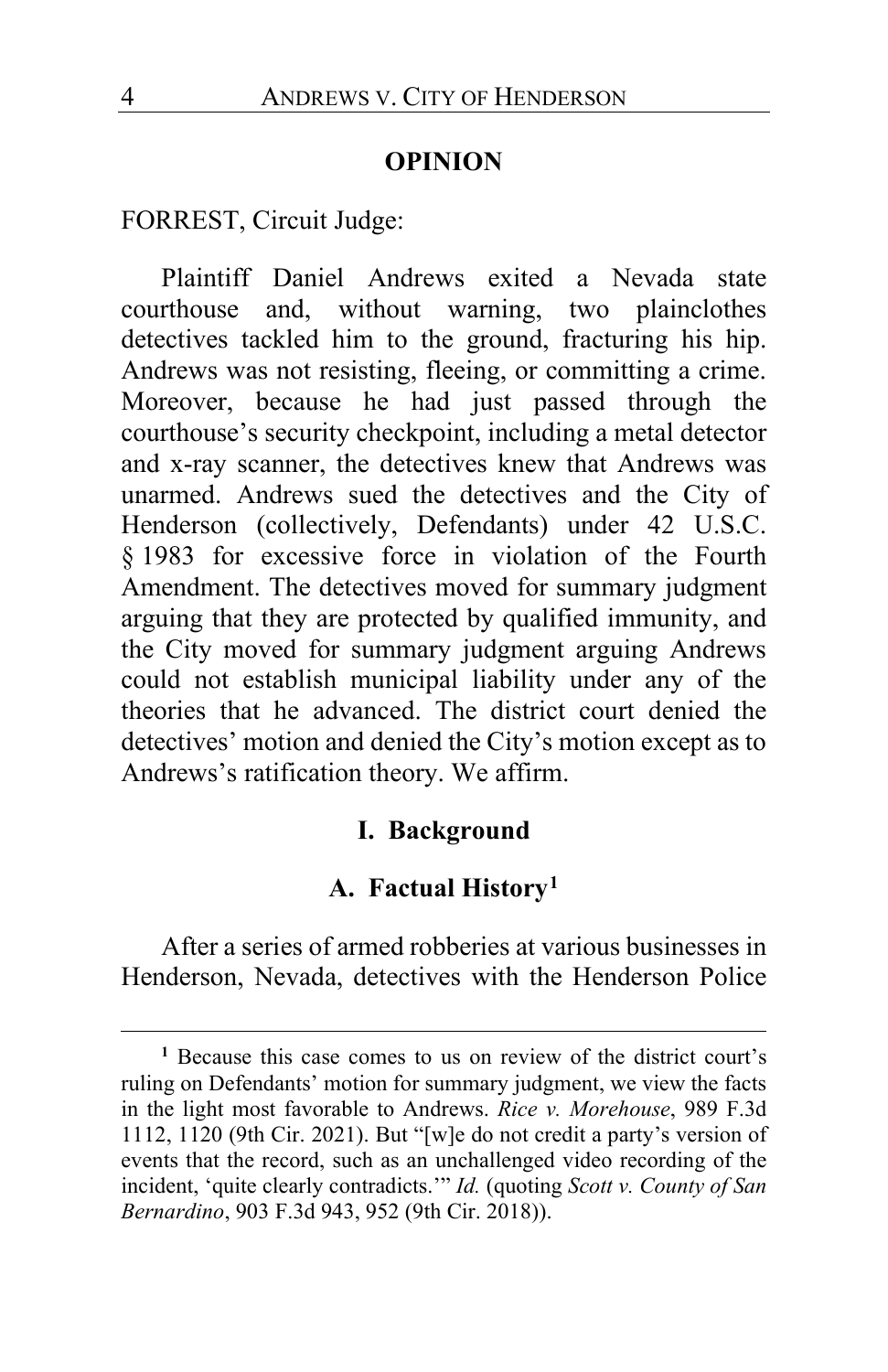## OPINION

FORREST, Circuit Judge:

Plaintiff Daniel Andrews exited a Nevada state courthouse and, without warning, two plainclothes detectives tackled him to the ground, fracturing his hip. Andrews was not resisting, fleeing, or committing a crime. Moreover, because he had just passed through the courthouse's security checkpoint, including a metal detector and x-ray scanner, the detectives knew that Andrews was unarmed. Andrews sued the detectives and the City of Henderson (collectively, Defendants) under 42 U.S.C. § 1983 for excessive force in violation of the Fourth Amendment. The detectives moved for summary judgment arguing that they are protected by qualified immunity, and the City moved for summary judgment arguing Andrews could not establish municipal liability under any of the theories that he advanced. The district court denied the detectives' motion and denied the City's motion except as to Andrews's ratification theory. We affirm.

### I. Background

#### A. Factual History[1]

After a series of armed robberies at various businesses in Henderson, Nevada, detectives with the Henderson Police

[1] Because this case comes to us on review of the district court's ruling on Defendants' motion for summary judgment, we view the facts in the light most favorable to Andrews. *Rice v. Morehouse*, 989 F.3d 1112, 1120 (9th Cir. 2021). But "[w]e do not credit a party's version of events that the record, such as an unchallenged video recording of the incident, 'quite clearly contradicts.'" *Id.* (quoting *Scott v. County of San Bernardino*, 903 F.3d 943, 952 (9th Cir. 2018)).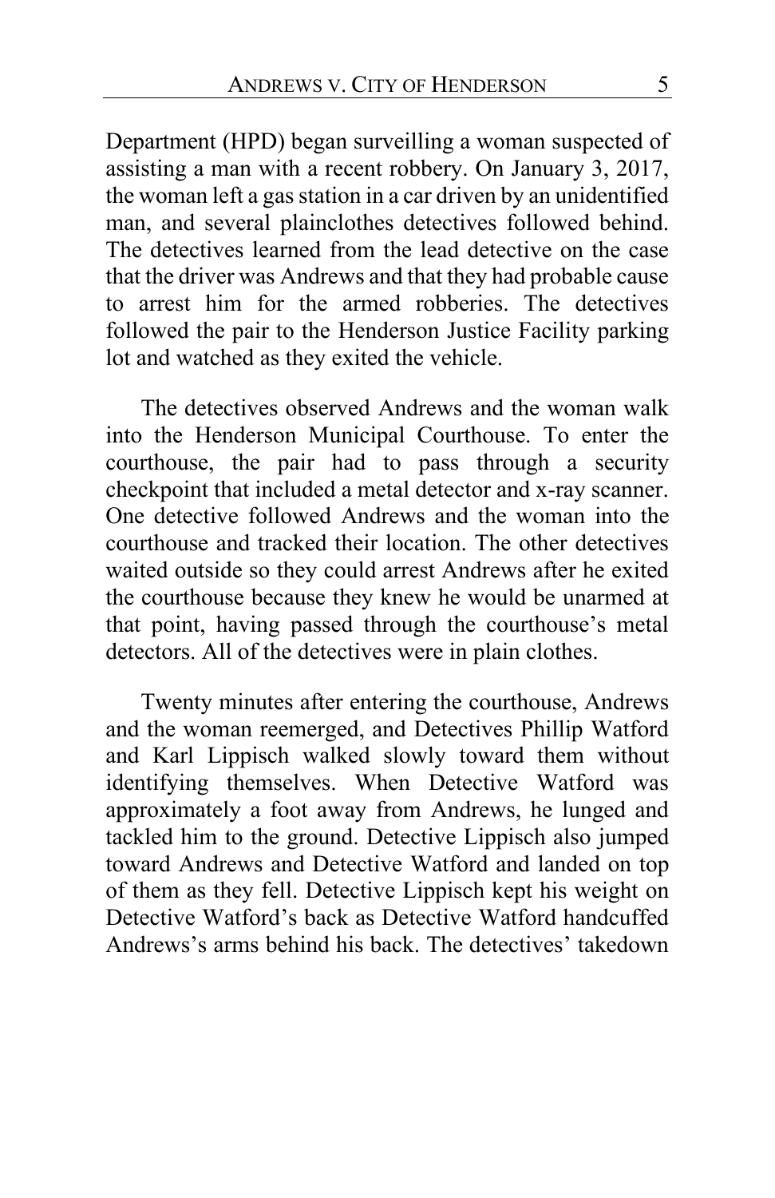Department (HPD) began surveilling a woman suspected of assisting a man with a recent robbery. On January 3, 2017, the woman left a gas station in a car driven by an unidentified man, and several plainclothes detectives followed behind. The detectives learned from the lead detective on the case that the driver was Andrews and that they had probable cause to arrest him for the armed robberies. The detectives followed the pair to the Henderson Justice Facility parking lot and watched as they exited the vehicle.

The detectives observed Andrews and the woman walk into the Henderson Municipal Courthouse. To enter the courthouse, the pair had to pass through a security checkpoint that included a metal detector and x-ray scanner. One detective followed Andrews and the woman into the courthouse and tracked their location. The other detectives waited outside so they could arrest Andrews after he exited the courthouse because they knew he would be unarmed at that point, having passed through the courthouse's metal detectors. All of the detectives were in plain clothes.

Twenty minutes after entering the courthouse, Andrews and the woman reemerged, and Detectives Phillip Watford and Karl Lippisch walked slowly toward them without identifying themselves. When Detective Watford was approximately a foot away from Andrews, he lunged and tackled him to the ground. Detective Lippisch also jumped toward Andrews and Detective Watford and landed on top of them as they fell. Detective Lippisch kept his weight on Detective Watford's back as Detective Watford handcuffed Andrews's arms behind his back. The detectives' takedown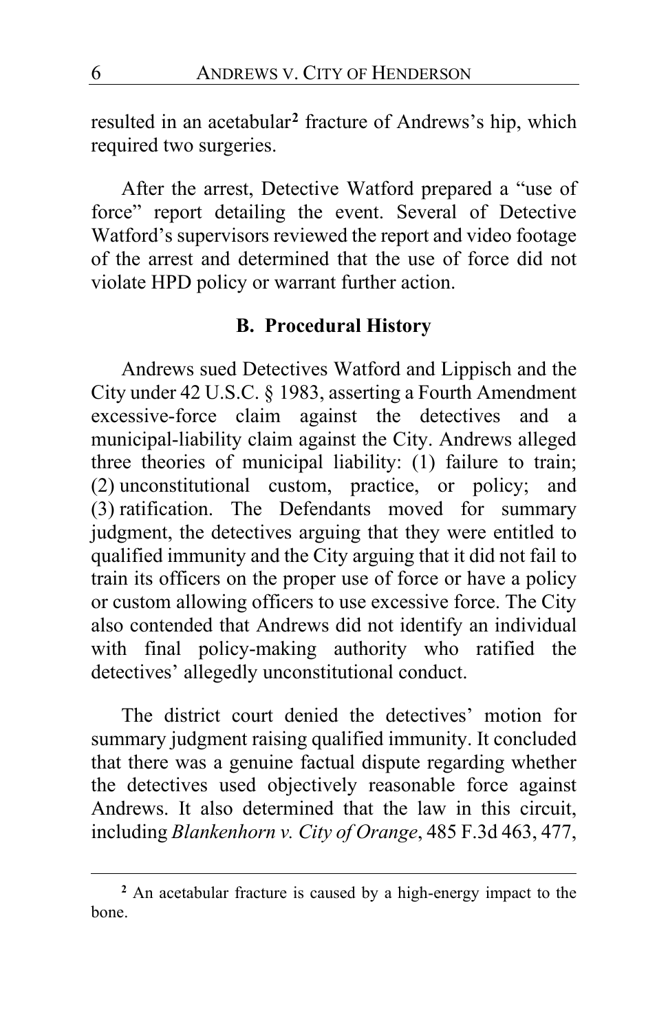resulted in an acetabular[2] fracture of Andrews's hip, which required two surgeries.

After the arrest, Detective Watford prepared a "use of force" report detailing the event. Several of Detective Watford's supervisors reviewed the report and video footage of the arrest and determined that the use of force did not violate HPD policy or warrant further action.

### B. Procedural History

Andrews sued Detectives Watford and Lippisch and the City under 42 U.S.C. § 1983, asserting a Fourth Amendment excessive-force claim against the detectives and a municipal-liability claim against the City. Andrews alleged three theories of municipal liability: (1) failure to train; (2) unconstitutional custom, practice, or policy; and (3) ratification. The Defendants moved for summary judgment, the detectives arguing that they were entitled to qualified immunity and the City arguing that it did not fail to train its officers on the proper use of force or have a policy or custom allowing officers to use excessive force. The City also contended that Andrews did not identify an individual with final policy-making authority who ratified the detectives' allegedly unconstitutional conduct.

The district court denied the detectives' motion for summary judgment raising qualified immunity. It concluded that there was a genuine factual dispute regarding whether the detectives used objectively reasonable force against Andrews. It also determined that the law in this circuit, including *Blankenhorn v. City of Orange*, 485 F.3d 463, 477,

---

[2] An acetabular fracture is caused by a high-energy impact to the bone.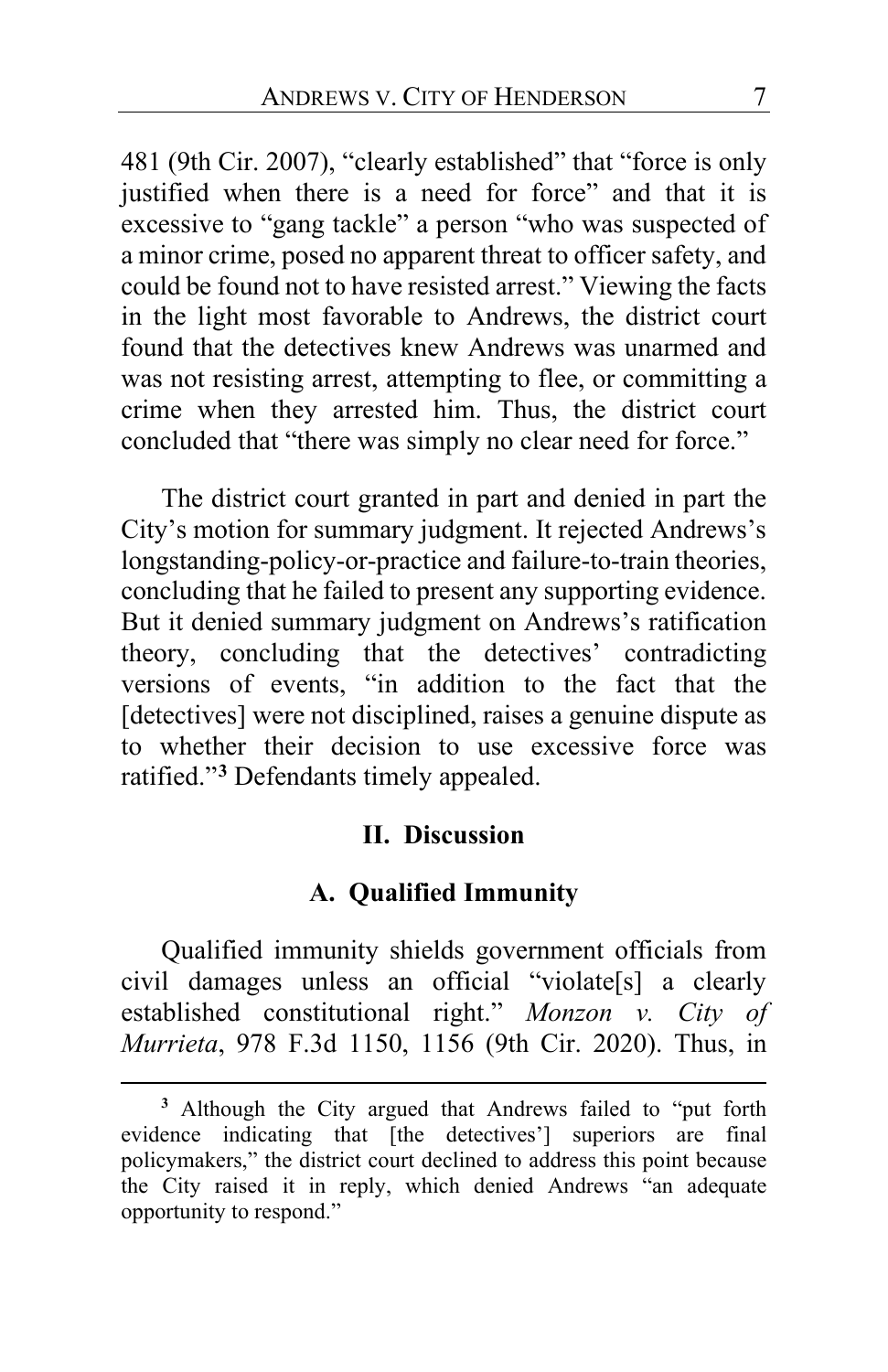481 (9th Cir. 2007), "clearly established" that "force is only justified when there is a need for force" and that it is excessive to "gang tackle" a person "who was suspected of a minor crime, posed no apparent threat to officer safety, and could be found not to have resisted arrest." Viewing the facts in the light most favorable to Andrews, the district court found that the detectives knew Andrews was unarmed and was not resisting arrest, attempting to flee, or committing a crime when they arrested him. Thus, the district court concluded that "there was simply no clear need for force."

The district court granted in part and denied in part the City's motion for summary judgment. It rejected Andrews's longstanding-policy-or-practice and failure-to-train theories, concluding that he failed to present any supporting evidence. But it denied summary judgment on Andrews's ratification theory, concluding that the detectives' contradicting versions of events, "in addition to the fact that the [detectives] were not disciplined, raises a genuine dispute as to whether their decision to use excessive force was ratified."[3] Defendants timely appealed.

## II. Discussion

### A. Qualified Immunity

Qualified immunity shields government officials from civil damages unless an official "violate[s] a clearly established constitutional right." *Monzon v. City of Murrieta*, 978 F.3d 1150, 1156 (9th Cir. 2020). Thus, in

---

[3] Although the City argued that Andrews failed to "put forth evidence indicating that [the detectives'] superiors are final policymakers," the district court declined to address this point because the City raised it in reply, which denied Andrews "an adequate opportunity to respond."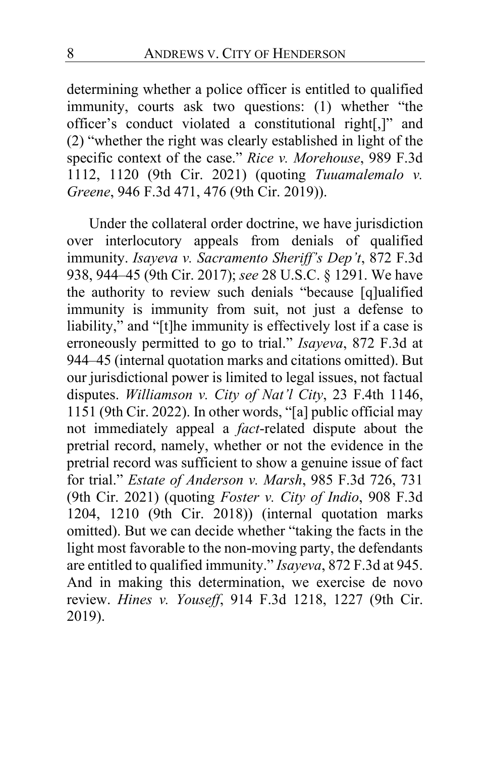determining whether a police officer is entitled to qualified immunity, courts ask two questions: (1) whether "the officer's conduct violated a constitutional right[,]" and (2) "whether the right was clearly established in light of the specific context of the case." *Rice v. Morehouse*, 989 F.3d 1112, 1120 (9th Cir. 2021) (quoting *Tuuamalemalo v. Greene*, 946 F.3d 471, 476 (9th Cir. 2019)).

Under the collateral order doctrine, we have jurisdiction over interlocutory appeals from denials of qualified immunity. *Isayeva v. Sacramento Sheriff's Dep't*, 872 F.3d 938, 944–45 (9th Cir. 2017); *see* 28 U.S.C. § 1291. We have the authority to review such denials "because [q]ualified immunity is immunity from suit, not just a defense to liability," and "[t]he immunity is effectively lost if a case is erroneously permitted to go to trial." *Isayeva*, 872 F.3d at 944–45 (internal quotation marks and citations omitted). But our jurisdictional power is limited to legal issues, not factual disputes. *Williamson v. City of Nat'l City*, 23 F.4th 1146, 1151 (9th Cir. 2022). In other words, "[a] public official may not immediately appeal a *fact*-related dispute about the pretrial record, namely, whether or not the evidence in the pretrial record was sufficient to show a genuine issue of fact for trial." *Estate of Anderson v. Marsh*, 985 F.3d 726, 731 (9th Cir. 2021) (quoting *Foster v. City of Indio*, 908 F.3d 1204, 1210 (9th Cir. 2018)) (internal quotation marks omitted). But we can decide whether "taking the facts in the light most favorable to the non-moving party, the defendants are entitled to qualified immunity." *Isayeva*, 872 F.3d at 945. And in making this determination, we exercise de novo review. *Hines v. Youseff*, 914 F.3d 1218, 1227 (9th Cir. 2019).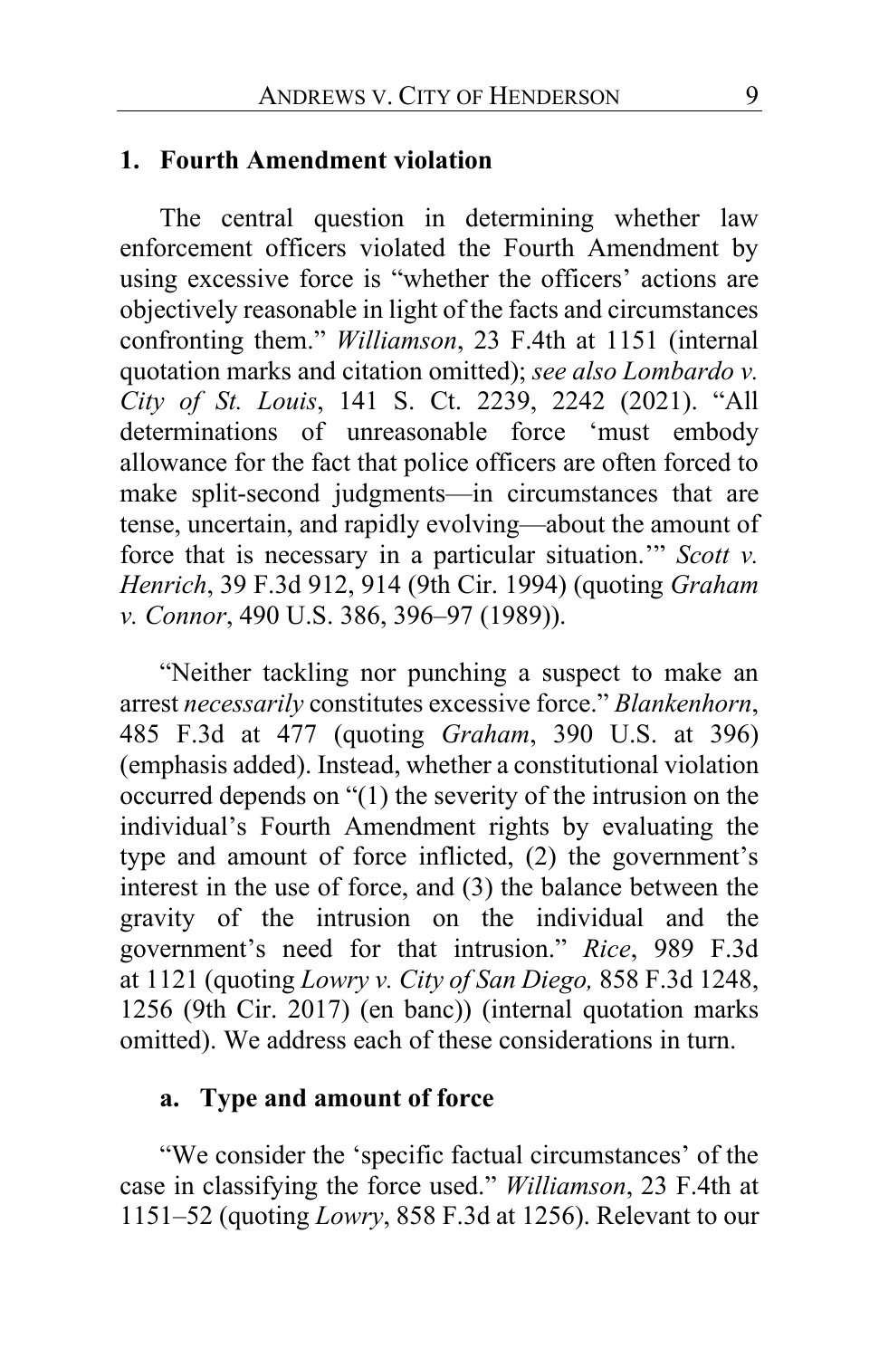### 1. Fourth Amendment violation

The central question in determining whether law enforcement officers violated the Fourth Amendment by using excessive force is "whether the officers' actions are objectively reasonable in light of the facts and circumstances confronting them." *Williamson*, 23 F.4th at 1151 (internal quotation marks and citation omitted); *see also Lombardo v. City of St. Louis*, 141 S. Ct. 2239, 2242 (2021). "All determinations of unreasonable force 'must embody allowance for the fact that police officers are often forced to make split-second judgments—in circumstances that are tense, uncertain, and rapidly evolving—about the amount of force that is necessary in a particular situation.'" *Scott v. Henrich*, 39 F.3d 912, 914 (9th Cir. 1994) (quoting *Graham v. Connor*, 490 U.S. 386, 396–97 (1989)).

"Neither tackling nor punching a suspect to make an arrest *necessarily* constitutes excessive force." *Blankenhorn*, 485 F.3d at 477 (quoting *Graham*, 390 U.S. at 396) (emphasis added). Instead, whether a constitutional violation occurred depends on "(1) the severity of the intrusion on the individual's Fourth Amendment rights by evaluating the type and amount of force inflicted, (2) the government's interest in the use of force, and (3) the balance between the gravity of the intrusion on the individual and the government's need for that intrusion." *Rice*, 989 F.3d at 1121 (quoting *Lowry v. City of San Diego,* 858 F.3d 1248, 1256 (9th Cir. 2017) (en banc)) (internal quotation marks omitted). We address each of these considerations in turn.

#### a. Type and amount of force

"We consider the 'specific factual circumstances' of the case in classifying the force used." *Williamson*, 23 F.4th at 1151–52 (quoting *Lowry*, 858 F.3d at 1256). Relevant to our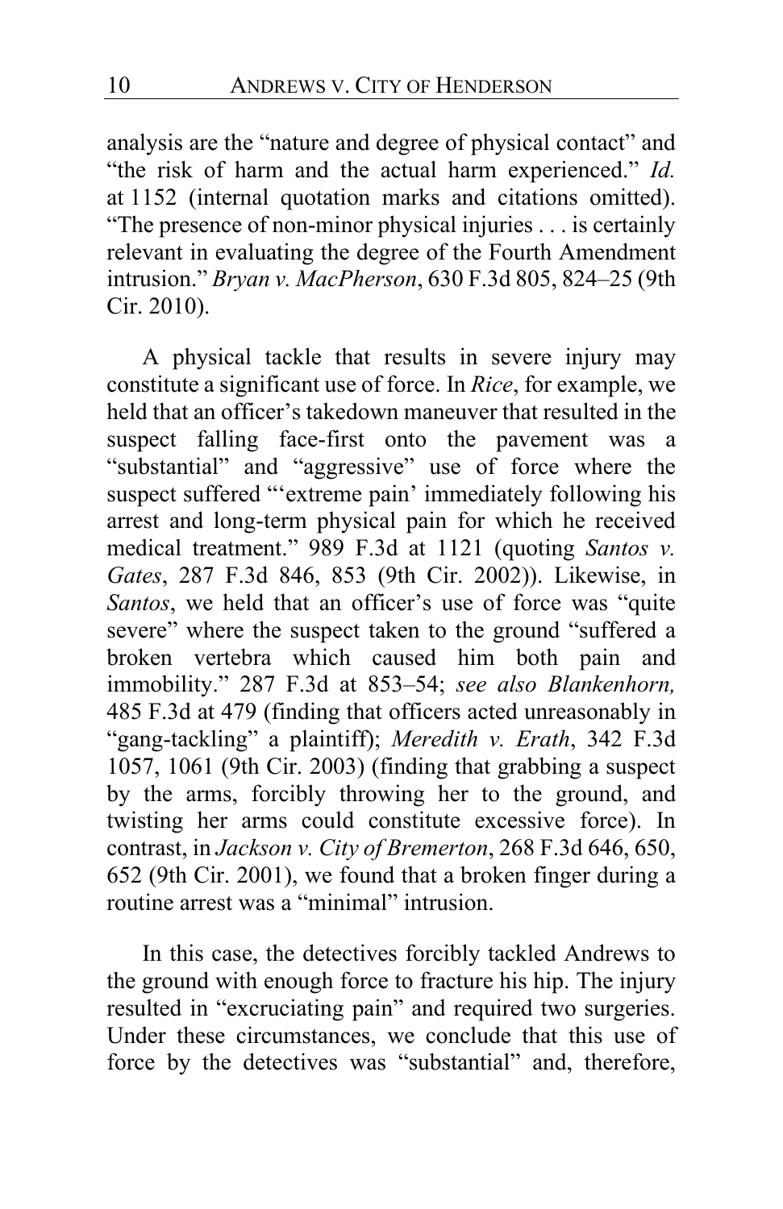analysis are the "nature and degree of physical contact" and "the risk of harm and the actual harm experienced." *Id.* at 1152 (internal quotation marks and citations omitted). "The presence of non-minor physical injuries . . . is certainly relevant in evaluating the degree of the Fourth Amendment intrusion." *Bryan v. MacPherson*, 630 F.3d 805, 824–25 (9th Cir. 2010).

A physical tackle that results in severe injury may constitute a significant use of force. In *Rice*, for example, we held that an officer's takedown maneuver that resulted in the suspect falling face-first onto the pavement was a "substantial" and "aggressive" use of force where the suspect suffered "'extreme pain' immediately following his arrest and long-term physical pain for which he received medical treatment." 989 F.3d at 1121 (quoting *Santos v. Gates*, 287 F.3d 846, 853 (9th Cir. 2002)). Likewise, in *Santos*, we held that an officer's use of force was "quite severe" where the suspect taken to the ground "suffered a broken vertebra which caused him both pain and immobility." 287 F.3d at 853–54; *see also Blankenhorn,* 485 F.3d at 479 (finding that officers acted unreasonably in "gang-tackling" a plaintiff); *Meredith v. Erath*, 342 F.3d 1057, 1061 (9th Cir. 2003) (finding that grabbing a suspect by the arms, forcibly throwing her to the ground, and twisting her arms could constitute excessive force). In contrast, in *Jackson v. City of Bremerton*, 268 F.3d 646, 650, 652 (9th Cir. 2001), we found that a broken finger during a routine arrest was a "minimal" intrusion.

In this case, the detectives forcibly tackled Andrews to the ground with enough force to fracture his hip. The injury resulted in "excruciating pain" and required two surgeries. Under these circumstances, we conclude that this use of force by the detectives was "substantial" and, therefore,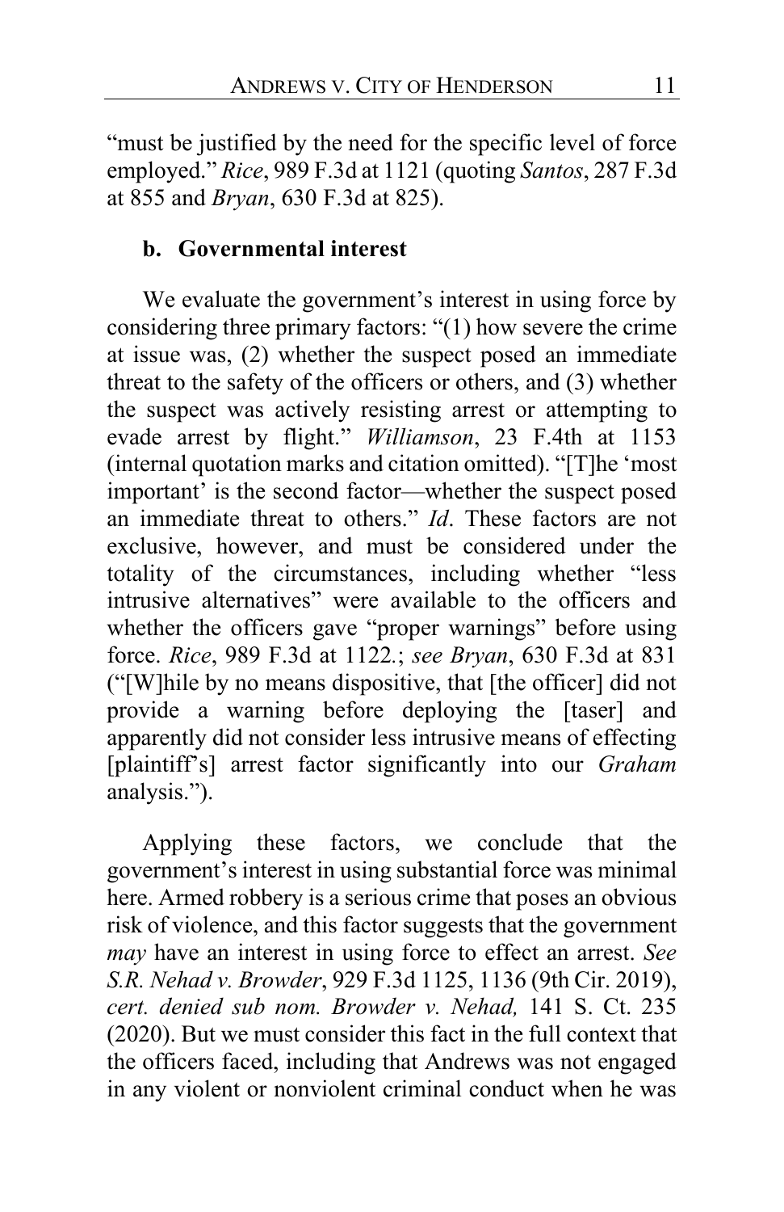"must be justified by the need for the specific level of force employed." *Rice*, 989 F.3d at 1121 (quoting *Santos*, 287 F.3d at 855 and *Bryan*, 630 F.3d at 825).

**b. Governmental interest**

We evaluate the government's interest in using force by considering three primary factors: "(1) how severe the crime at issue was, (2) whether the suspect posed an immediate threat to the safety of the officers or others, and (3) whether the suspect was actively resisting arrest or attempting to evade arrest by flight." *Williamson*, 23 F.4th at 1153 (internal quotation marks and citation omitted). "[T]he 'most important' is the second factor—whether the suspect posed an immediate threat to others." *Id*. These factors are not exclusive, however, and must be considered under the totality of the circumstances, including whether "less intrusive alternatives" were available to the officers and whether the officers gave "proper warnings" before using force. *Rice*, 989 F.3d at 1122.; *see Bryan*, 630 F.3d at 831 ("[W]hile by no means dispositive, that [the officer] did not provide a warning before deploying the [taser] and apparently did not consider less intrusive means of effecting [plaintiff's] arrest factor significantly into our *Graham* analysis.").

Applying these factors, we conclude that the government's interest in using substantial force was minimal here. Armed robbery is a serious crime that poses an obvious risk of violence, and this factor suggests that the government *may* have an interest in using force to effect an arrest. *See S.R. Nehad v. Browder*, 929 F.3d 1125, 1136 (9th Cir. 2019), *cert. denied sub nom. Browder v. Nehad,* 141 S. Ct. 235 (2020). But we must consider this fact in the full context that the officers faced, including that Andrews was not engaged in any violent or nonviolent criminal conduct when he was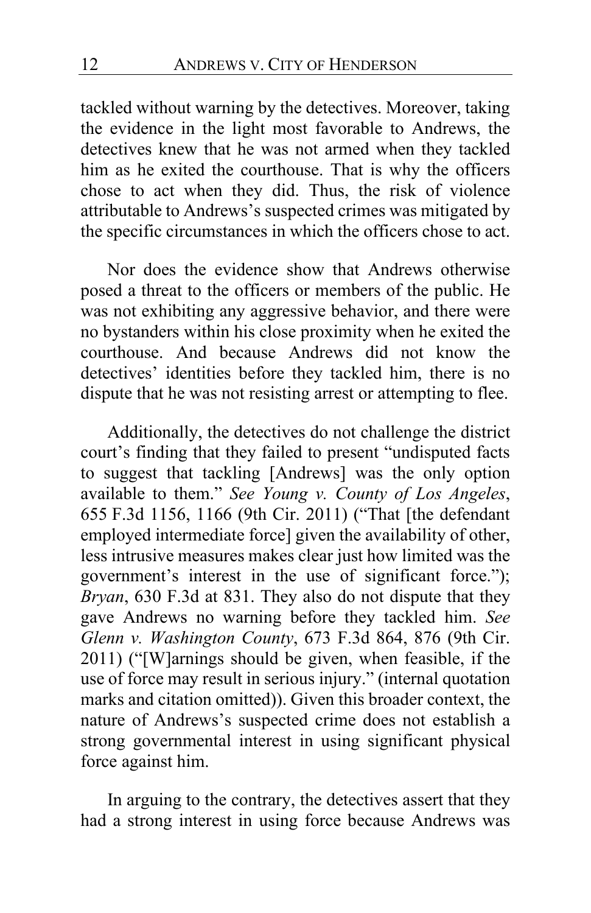tackled without warning by the detectives. Moreover, taking the evidence in the light most favorable to Andrews, the detectives knew that he was not armed when they tackled him as he exited the courthouse. That is why the officers chose to act when they did. Thus, the risk of violence attributable to Andrews's suspected crimes was mitigated by the specific circumstances in which the officers chose to act.

Nor does the evidence show that Andrews otherwise posed a threat to the officers or members of the public. He was not exhibiting any aggressive behavior, and there were no bystanders within his close proximity when he exited the courthouse. And because Andrews did not know the detectives' identities before they tackled him, there is no dispute that he was not resisting arrest or attempting to flee.

Additionally, the detectives do not challenge the district court's finding that they failed to present "undisputed facts to suggest that tackling [Andrews] was the only option available to them." *See Young v. County of Los Angeles*, 655 F.3d 1156, 1166 (9th Cir. 2011) ("That [the defendant employed intermediate force] given the availability of other, less intrusive measures makes clear just how limited was the government's interest in the use of significant force."); *Bryan*, 630 F.3d at 831. They also do not dispute that they gave Andrews no warning before they tackled him. *See Glenn v. Washington County*, 673 F.3d 864, 876 (9th Cir. 2011) ("[W]arnings should be given, when feasible, if the use of force may result in serious injury." (internal quotation marks and citation omitted)). Given this broader context, the nature of Andrews's suspected crime does not establish a strong governmental interest in using significant physical force against him.

In arguing to the contrary, the detectives assert that they had a strong interest in using force because Andrews was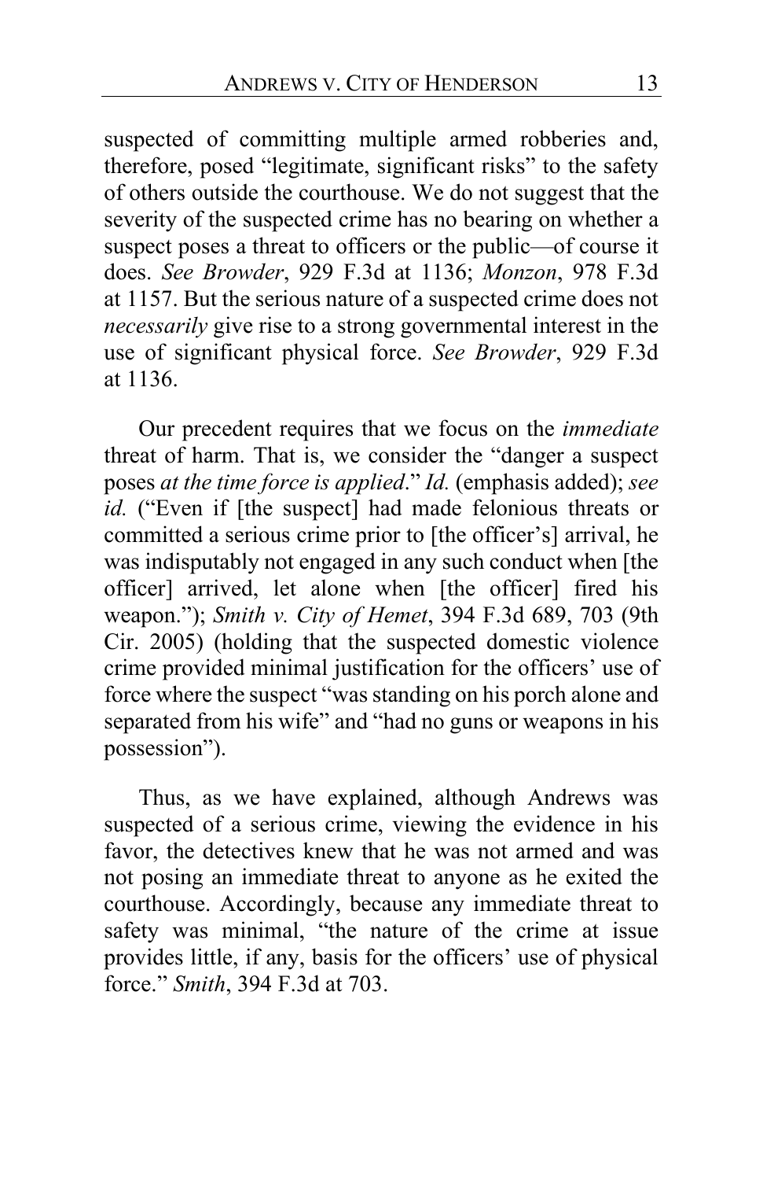suspected of committing multiple armed robberies and, therefore, posed "legitimate, significant risks" to the safety of others outside the courthouse. We do not suggest that the severity of the suspected crime has no bearing on whether a suspect poses a threat to officers or the public—of course it does. *See Browder*, 929 F.3d at 1136; *Monzon*, 978 F.3d at 1157. But the serious nature of a suspected crime does not *necessarily* give rise to a strong governmental interest in the use of significant physical force. *See Browder*, 929 F.3d at 1136.

Our precedent requires that we focus on the *immediate* threat of harm. That is, we consider the "danger a suspect poses *at the time force is applied*." *Id.* (emphasis added); *see id.* ("Even if [the suspect] had made felonious threats or committed a serious crime prior to [the officer's] arrival, he was indisputably not engaged in any such conduct when [the officer] arrived, let alone when [the officer] fired his weapon."); *Smith v. City of Hemet*, 394 F.3d 689, 703 (9th Cir. 2005) (holding that the suspected domestic violence crime provided minimal justification for the officers' use of force where the suspect "was standing on his porch alone and separated from his wife" and "had no guns or weapons in his possession").

Thus, as we have explained, although Andrews was suspected of a serious crime, viewing the evidence in his favor, the detectives knew that he was not armed and was not posing an immediate threat to anyone as he exited the courthouse. Accordingly, because any immediate threat to safety was minimal, "the nature of the crime at issue provides little, if any, basis for the officers' use of physical force." *Smith*, 394 F.3d at 703.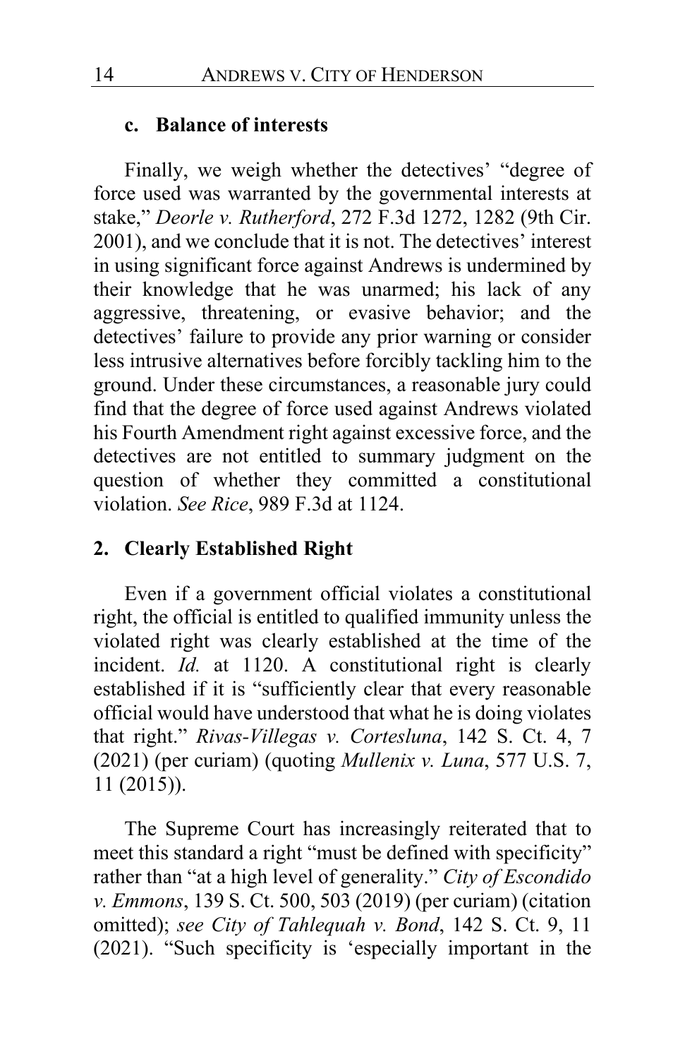### c. Balance of interests

Finally, we weigh whether the detectives' "degree of force used was warranted by the governmental interests at stake," *Deorle v. Rutherford*, 272 F.3d 1272, 1282 (9th Cir. 2001), and we conclude that it is not. The detectives' interest in using significant force against Andrews is undermined by their knowledge that he was unarmed; his lack of any aggressive, threatening, or evasive behavior; and the detectives' failure to provide any prior warning or consider less intrusive alternatives before forcibly tackling him to the ground. Under these circumstances, a reasonable jury could find that the degree of force used against Andrews violated his Fourth Amendment right against excessive force, and the detectives are not entitled to summary judgment on the question of whether they committed a constitutional violation. *See Rice*, 989 F.3d at 1124.

## 2. Clearly Established Right

Even if a government official violates a constitutional right, the official is entitled to qualified immunity unless the violated right was clearly established at the time of the incident. *Id.* at 1120. A constitutional right is clearly established if it is "sufficiently clear that every reasonable official would have understood that what he is doing violates that right." *Rivas-Villegas v. Cortesluna*, 142 S. Ct. 4, 7 (2021) (per curiam) (quoting *Mullenix v. Luna*, 577 U.S. 7, 11 (2015)).

The Supreme Court has increasingly reiterated that to meet this standard a right "must be defined with specificity" rather than "at a high level of generality." *City of Escondido v. Emmons*, 139 S. Ct. 500, 503 (2019) (per curiam) (citation omitted); *see City of Tahlequah v. Bond*, 142 S. Ct. 9, 11 (2021). "Such specificity is 'especially important in the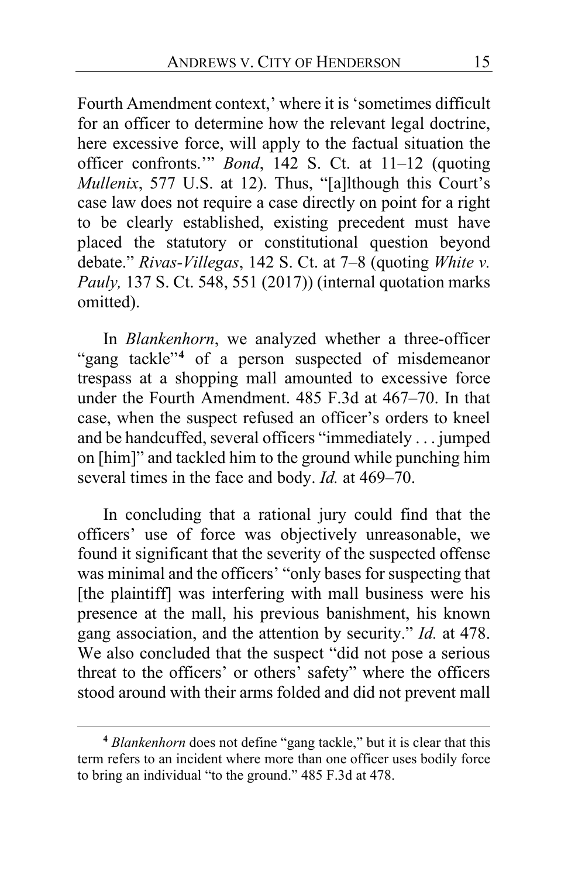Fourth Amendment context,' where it is 'sometimes difficult for an officer to determine how the relevant legal doctrine, here excessive force, will apply to the factual situation the officer confronts.'" *Bond*, 142 S. Ct. at 11–12 (quoting *Mullenix*, 577 U.S. at 12). Thus, "[a]lthough this Court's case law does not require a case directly on point for a right to be clearly established, existing precedent must have placed the statutory or constitutional question beyond debate." *Rivas-Villegas*, 142 S. Ct. at 7–8 (quoting *White v. Pauly,* 137 S. Ct. 548, 551 (2017)) (internal quotation marks omitted).

In *Blankenhorn*, we analyzed whether a three-officer "gang tackle"[4] of a person suspected of misdemeanor trespass at a shopping mall amounted to excessive force under the Fourth Amendment. 485 F.3d at 467–70. In that case, when the suspect refused an officer's orders to kneel and be handcuffed, several officers "immediately . . . jumped on [him]" and tackled him to the ground while punching him several times in the face and body. *Id.* at 469–70.

In concluding that a rational jury could find that the officers' use of force was objectively unreasonable, we found it significant that the severity of the suspected offense was minimal and the officers' "only bases for suspecting that [the plaintiff] was interfering with mall business were his presence at the mall, his previous banishment, his known gang association, and the attention by security." *Id.* at 478. We also concluded that the suspect "did not pose a serious threat to the officers' or others' safety" where the officers stood around with their arms folded and did not prevent mall

---

[4] *Blankenhorn* does not define "gang tackle," but it is clear that this term refers to an incident where more than one officer uses bodily force to bring an individual "to the ground." 485 F.3d at 478.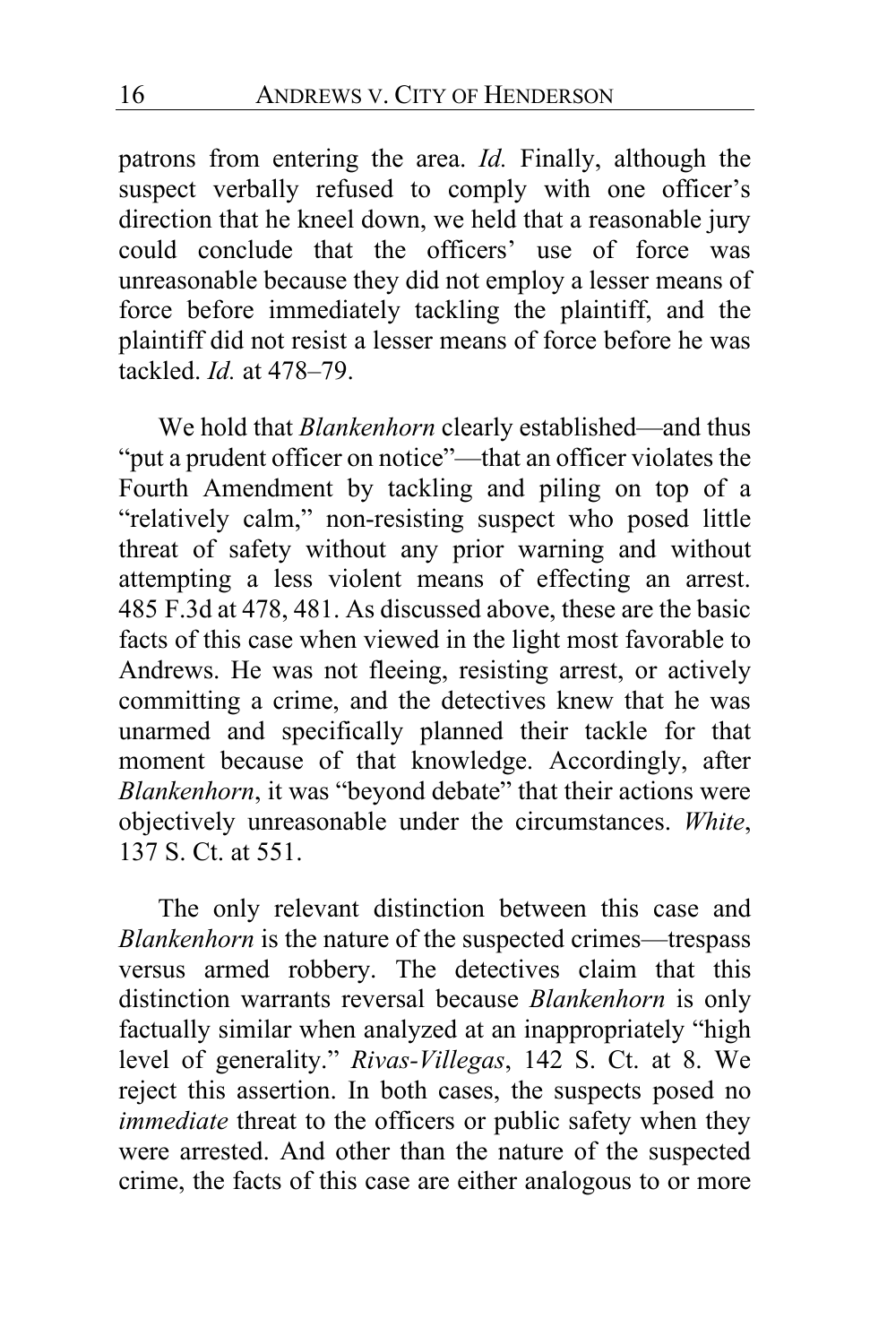patrons from entering the area. *Id.* Finally, although the suspect verbally refused to comply with one officer's direction that he kneel down, we held that a reasonable jury could conclude that the officers' use of force was unreasonable because they did not employ a lesser means of force before immediately tackling the plaintiff, and the plaintiff did not resist a lesser means of force before he was tackled. *Id.* at 478–79.

We hold that *Blankenhorn* clearly established—and thus "put a prudent officer on notice"—that an officer violates the Fourth Amendment by tackling and piling on top of a "relatively calm," non-resisting suspect who posed little threat of safety without any prior warning and without attempting a less violent means of effecting an arrest. 485 F.3d at 478, 481. As discussed above, these are the basic facts of this case when viewed in the light most favorable to Andrews. He was not fleeing, resisting arrest, or actively committing a crime, and the detectives knew that he was unarmed and specifically planned their tackle for that moment because of that knowledge. Accordingly, after *Blankenhorn*, it was "beyond debate" that their actions were objectively unreasonable under the circumstances. *White*, 137 S. Ct. at 551.

The only relevant distinction between this case and *Blankenhorn* is the nature of the suspected crimes—trespass versus armed robbery. The detectives claim that this distinction warrants reversal because *Blankenhorn* is only factually similar when analyzed at an inappropriately "high level of generality." *Rivas-Villegas*, 142 S. Ct. at 8. We reject this assertion. In both cases, the suspects posed no *immediate* threat to the officers or public safety when they were arrested. And other than the nature of the suspected crime, the facts of this case are either analogous to or more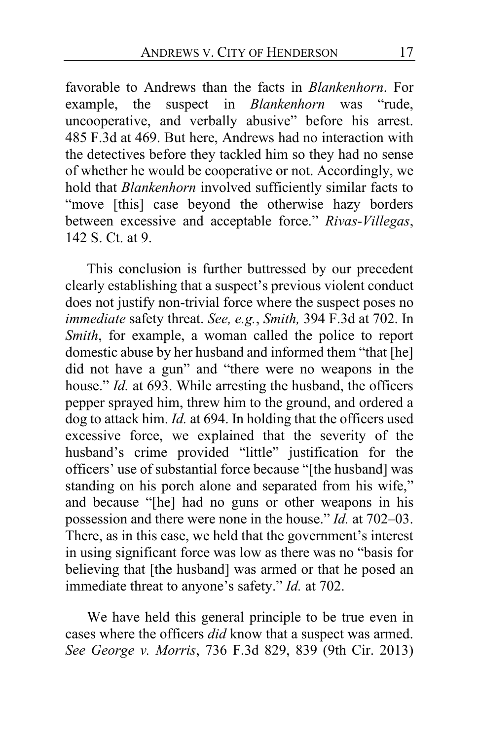favorable to Andrews than the facts in *Blankenhorn*. For example, the suspect in *Blankenhorn* was "rude, uncooperative, and verbally abusive" before his arrest. 485 F.3d at 469. But here, Andrews had no interaction with the detectives before they tackled him so they had no sense of whether he would be cooperative or not. Accordingly, we hold that *Blankenhorn* involved sufficiently similar facts to "move [this] case beyond the otherwise hazy borders between excessive and acceptable force." *Rivas-Villegas*, 142 S. Ct. at 9.

This conclusion is further buttressed by our precedent clearly establishing that a suspect's previous violent conduct does not justify non-trivial force where the suspect poses no *immediate* safety threat. *See, e.g.*, *Smith,* 394 F.3d at 702. In *Smith*, for example, a woman called the police to report domestic abuse by her husband and informed them "that [he] did not have a gun" and "there were no weapons in the house." *Id.* at 693. While arresting the husband, the officers pepper sprayed him, threw him to the ground, and ordered a dog to attack him. *Id.* at 694. In holding that the officers used excessive force, we explained that the severity of the husband's crime provided "little" justification for the officers' use of substantial force because "[the husband] was standing on his porch alone and separated from his wife," and because "[he] had no guns or other weapons in his possession and there were none in the house." *Id.* at 702–03. There, as in this case, we held that the government's interest in using significant force was low as there was no "basis for believing that [the husband] was armed or that he posed an immediate threat to anyone's safety." *Id.* at 702.

We have held this general principle to be true even in cases where the officers *did* know that a suspect was armed. *See George v. Morris*, 736 F.3d 829, 839 (9th Cir. 2013)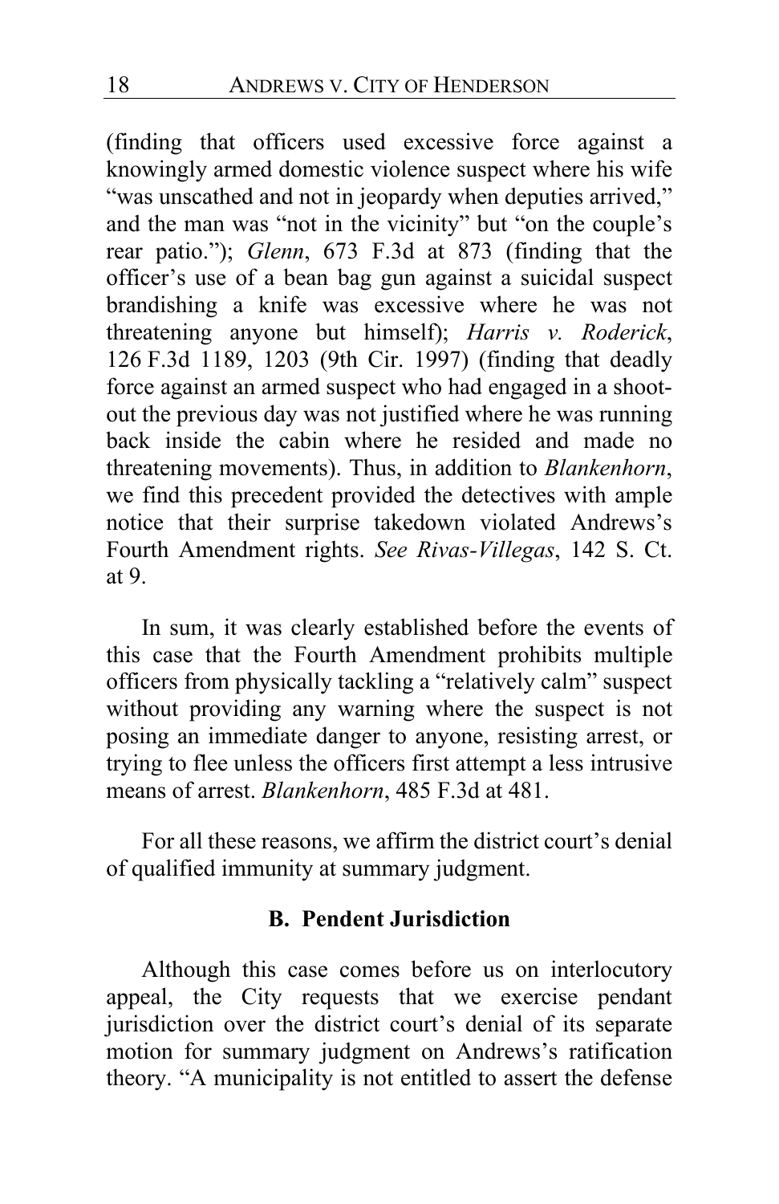(finding that officers used excessive force against a knowingly armed domestic violence suspect where his wife "was unscathed and not in jeopardy when deputies arrived," and the man was "not in the vicinity" but "on the couple's rear patio."); *Glenn*, 673 F.3d at 873 (finding that the officer's use of a bean bag gun against a suicidal suspect brandishing a knife was excessive where he was not threatening anyone but himself); *Harris v. Roderick*, 126 F.3d 1189, 1203 (9th Cir. 1997) (finding that deadly force against an armed suspect who had engaged in a shoot-out the previous day was not justified where he was running back inside the cabin where he resided and made no threatening movements). Thus, in addition to *Blankenhorn*, we find this precedent provided the detectives with ample notice that their surprise takedown violated Andrews's Fourth Amendment rights. *See Rivas-Villegas*, 142 S. Ct. at 9.

In sum, it was clearly established before the events of this case that the Fourth Amendment prohibits multiple officers from physically tackling a "relatively calm" suspect without providing any warning where the suspect is not posing an immediate danger to anyone, resisting arrest, or trying to flee unless the officers first attempt a less intrusive means of arrest. *Blankenhorn*, 485 F.3d at 481.

For all these reasons, we affirm the district court's denial of qualified immunity at summary judgment.

**B. Pendent Jurisdiction**

Although this case comes before us on interlocutory appeal, the City requests that we exercise pendant jurisdiction over the district court's denial of its separate motion for summary judgment on Andrews's ratification theory. "A municipality is not entitled to assert the defense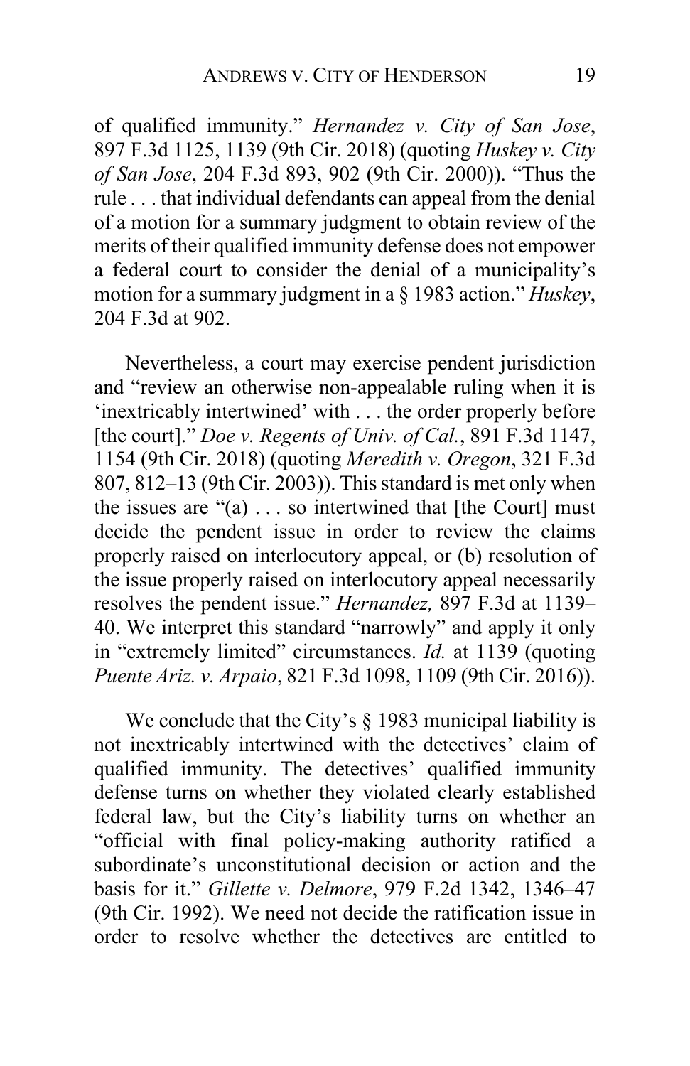of qualified immunity." *Hernandez v. City of San Jose*, 897 F.3d 1125, 1139 (9th Cir. 2018) (quoting *Huskey v. City of San Jose*, 204 F.3d 893, 902 (9th Cir. 2000)). "Thus the rule . . . that individual defendants can appeal from the denial of a motion for a summary judgment to obtain review of the merits of their qualified immunity defense does not empower a federal court to consider the denial of a municipality's motion for a summary judgment in a § 1983 action." *Huskey*, 204 F.3d at 902.

Nevertheless, a court may exercise pendent jurisdiction and "review an otherwise non-appealable ruling when it is 'inextricably intertwined' with . . . the order properly before [the court]." *Doe v. Regents of Univ. of Cal.*, 891 F.3d 1147, 1154 (9th Cir. 2018) (quoting *Meredith v. Oregon*, 321 F.3d 807, 812–13 (9th Cir. 2003)). This standard is met only when the issues are "(a) . . . so intertwined that [the Court] must decide the pendent issue in order to review the claims properly raised on interlocutory appeal, or (b) resolution of the issue properly raised on interlocutory appeal necessarily resolves the pendent issue." *Hernandez,* 897 F.3d at 1139–40. We interpret this standard "narrowly" and apply it only in "extremely limited" circumstances. *Id.* at 1139 (quoting *Puente Ariz. v. Arpaio*, 821 F.3d 1098, 1109 (9th Cir. 2016)).

We conclude that the City's § 1983 municipal liability is not inextricably intertwined with the detectives' claim of qualified immunity. The detectives' qualified immunity defense turns on whether they violated clearly established federal law, but the City's liability turns on whether an "official with final policy-making authority ratified a subordinate's unconstitutional decision or action and the basis for it." *Gillette v. Delmore*, 979 F.2d 1342, 1346–47 (9th Cir. 1992). We need not decide the ratification issue in order to resolve whether the detectives are entitled to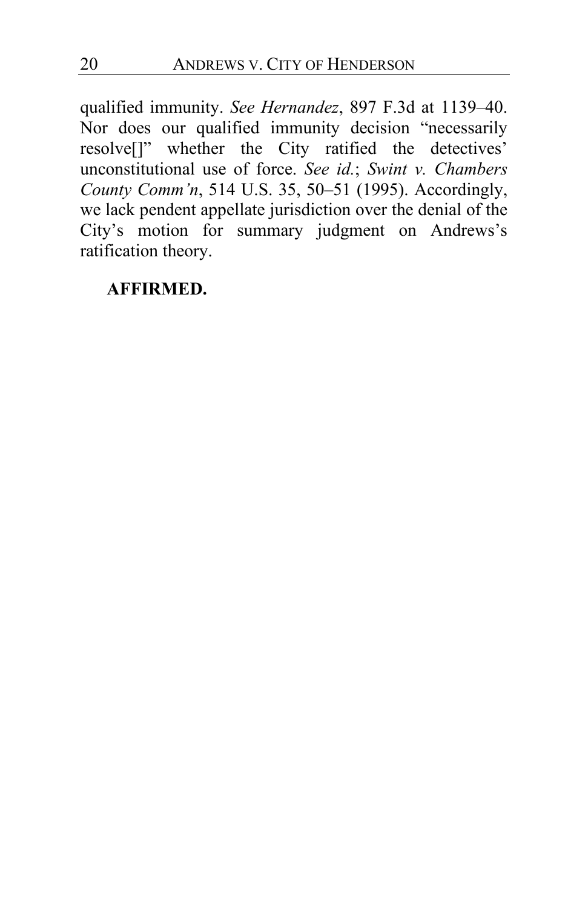qualified immunity. *See Hernandez*, 897 F.3d at 1139–40. Nor does our qualified immunity decision "necessarily resolve[]" whether the City ratified the detectives' unconstitutional use of force. *See id.*; *Swint v. Chambers County Comm'n*, 514 U.S. 35, 50–51 (1995). Accordingly, we lack pendent appellate jurisdiction over the denial of the City's motion for summary judgment on Andrews's ratification theory.

**AFFIRMED.**